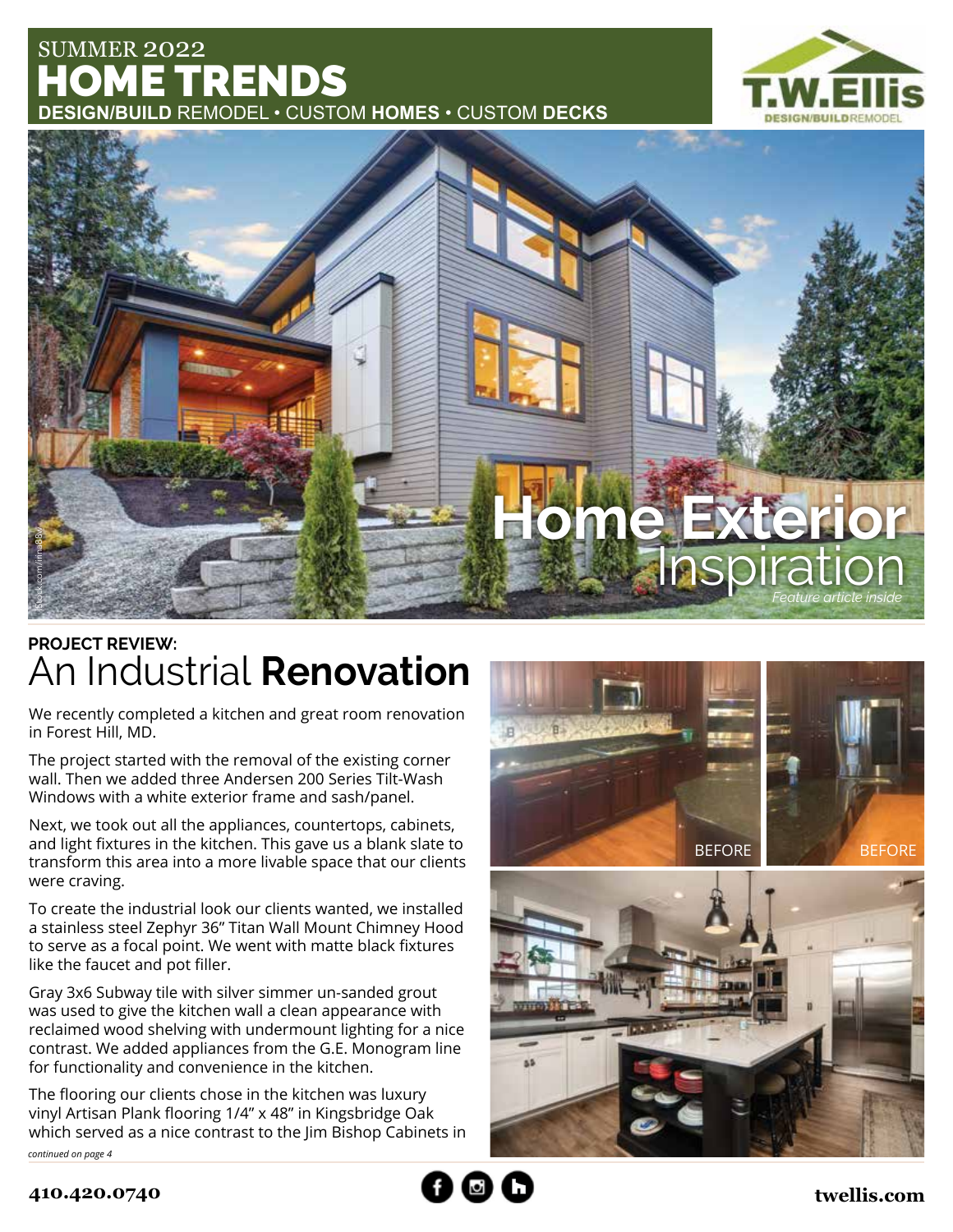SUMMER 2022

# HOME TRENDS

**DESIGN/BUILD** REMODEL • CUSTOM **HOMES** • CUSTOM **DECKS**

T.W.Ellis DESIGN/BUILD REMODEL

**Home Exterior** Inspiration

*Feature article inside*

iStock.com/irina88w

**PROJECT REVIEW:**

## An Industrial **Renovation**

We recently completed a kitchen and great room renovation in Forest Hill, MD.

The project started with the removal of the existing corner wall. Then we added three Andersen 200 Series Tilt-Wash Windows with a white exterior frame and sash/panel.

Next, we took out all the appliances, countertops, cabinets, and light fixtures in the kitchen. This gave us a blank slate to transform this area into a more livable space that our clients were craving.

To create the industrial look our clients wanted, we installed a stainless steel Zephyr 36" Titan Wall Mount Chimney Hood to serve as a focal point. We went with matte black fixtures like the faucet and pot filler.

Gray 3x6 Subway tile with silver simmer un-sanded grout was used to give the kitchen wall a clean appearance with reclaimed wood shelving with undermount lighting for a nice contrast. We added appliances from the G.E. Monogram line for functionality and convenience in the kitchen.

The flooring our clients chose in the kitchen was luxury vinyl Artisan Plank flooring 1/4" x 48" in Kingsbridge Oak which served as a nice contrast to the Jim Bishop Cabinets in

*continued on page 4*

BEFORE

BEFORE

410.420.0740

twellis.com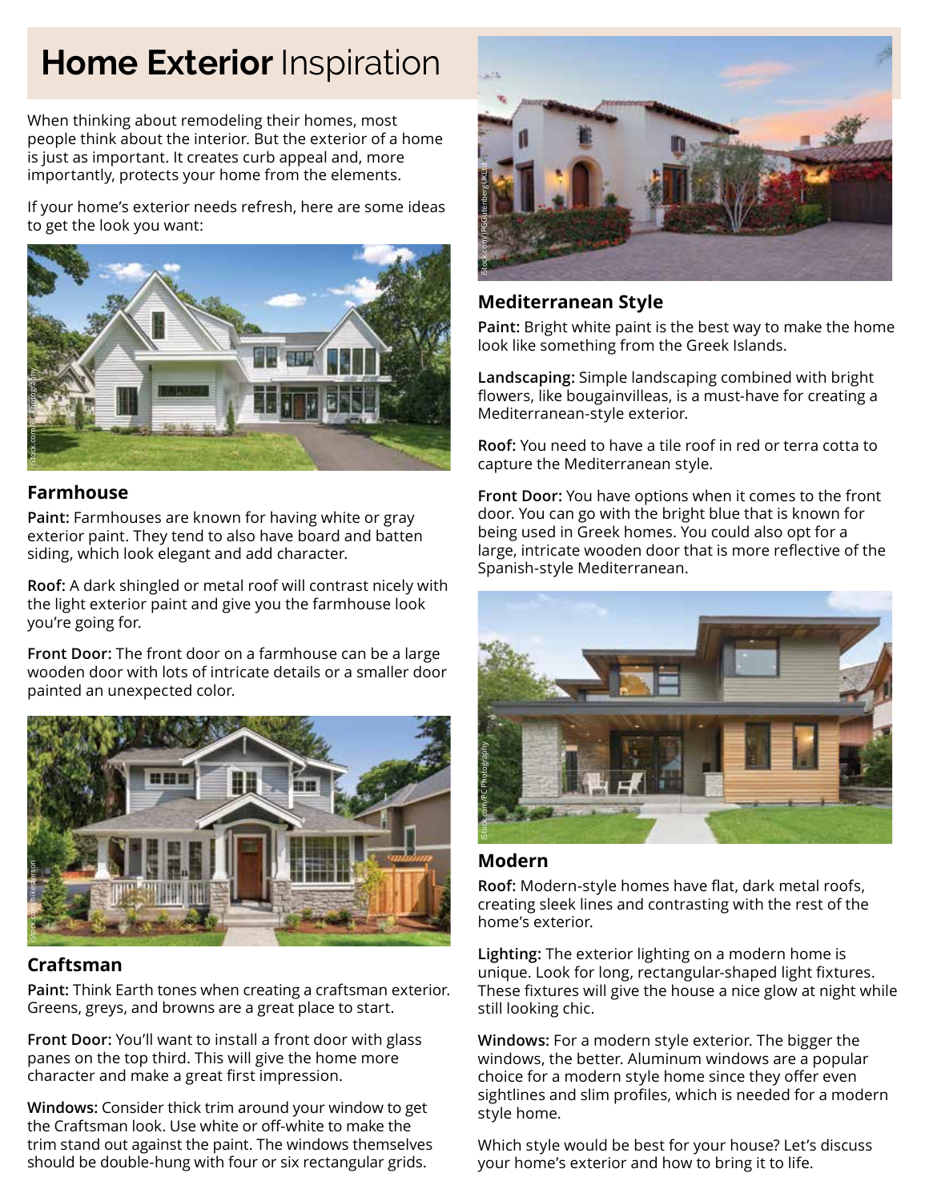# **Home Exterior** Inspiration

When thinking about remodeling their homes, most people think about the interior. But the exterior of a home is just as important. It creates curb appeal and, more importantly, protects your home from the elements.

If your home's exterior needs refresh, here are some ideas to get the look you want:

iStock.com/PC Photography

## Farmhouse

**Paint:** Farmhouses are known for having white or gray exterior paint. They tend to also have board and batten siding, which look elegant and add character.

**Roof:** A dark shingled or metal roof will contrast nicely with the light exterior paint and give you the farmhouse look you're going for.

**Front Door:** The front door on a farmhouse can be a large wooden door with lots of intricate details or a smaller door painted an unexpected color.

iStock.com/hikesterson

## Craftsman

**Paint:** Think Earth tones when creating a craftsman exterior. Greens, greys, and browns are a great place to start.

**Front Door:** You'll want to install a front door with glass panes on the top third. This will give the home more character and make a great first impression.

**Windows:** Consider thick trim around your window to get the Craftsman look. Use white or off-white to make the trim stand out against the paint. The windows themselves should be double-hung with four or six rectangular grids.

iStock.com/PGGutenbergUKLtd

## Mediterranean Style

**Paint:** Bright white paint is the best way to make the home look like something from the Greek Islands.

**Landscaping:** Simple landscaping combined with bright flowers, like bougainvilleas, is a must-have for creating a Mediterranean-style exterior.

**Roof:** You need to have a tile roof in red or terra cotta to capture the Mediterranean style.

**Front Door:** You have options when it comes to the front door. You can go with the bright blue that is known for being used in Greek homes. You could also opt for a large, intricate wooden door that is more reflective of the Spanish-style Mediterranean.

iStock.com/PC Photography

## Modern

**Roof:** Modern-style homes have flat, dark metal roofs, creating sleek lines and contrasting with the rest of the home's exterior.

**Lighting:** The exterior lighting on a modern home is unique. Look for long, rectangular-shaped light fixtures. These fixtures will give the house a nice glow at night while still looking chic.

**Windows:** For a modern style exterior. The bigger the windows, the better. Aluminum windows are a popular choice for a modern style home since they offer even sightlines and slim profiles, which is needed for a modern style home.

Which style would be best for your house? Let's discuss your home's exterior and how to bring it to life.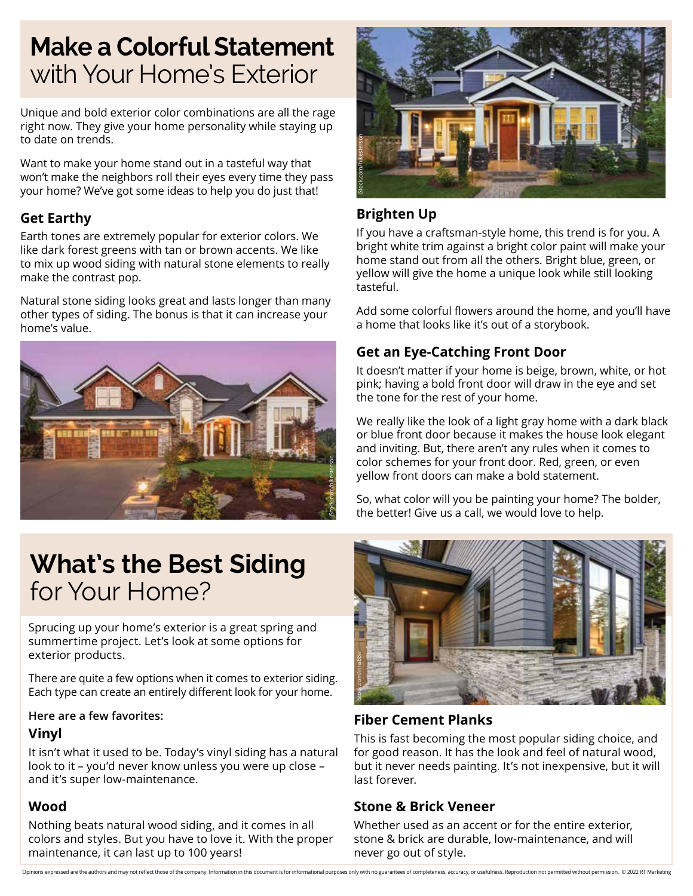# Make a Colorful Statement with Your Home's Exterior

Unique and bold exterior color combinations are all the rage right now. They give your home personality while staying up to date on trends.

Want to make your home stand out in a tasteful way that won't make the neighbors roll their eyes every time they pass your home? We've got some ideas to help you do just that!

### Get Earthy

Earth tones are extremely popular for exterior colors. We like dark forest greens with tan or brown accents. We like to mix up wood siding with natural stone elements to really make the contrast pop.

Natural stone siding looks great and lasts longer than many other types of siding. The bonus is that it can increase your home's value.

### Brighten Up

If you have a craftsman-style home, this trend is for you. A bright white trim against a bright color paint will make your home stand out from all the others. Bright blue, green, or yellow will give the home a unique look while still looking tasteful.

Add some colorful flowers around the home, and you'll have a home that looks like it's out of a storybook.

### Get an Eye-Catching Front Door

It doesn't matter if your home is beige, brown, white, or hot pink; having a bold front door will draw in the eye and set the tone for the rest of your home.

We really like the look of a light gray home with a dark black or blue front door because it makes the house look elegant and inviting. But, there aren't any rules when it comes to color schemes for your front door. Red, green, or even yellow front doors can make a bold statement.

So, what color will you be painting your home? The bolder, the better! Give us a call, we would love to help.

# What's the Best Siding for Your Home?

Sprucing up your home's exterior is a great spring and summertime project. Let's look at some options for exterior products.

There are quite a few options when it comes to exterior siding. Each type can create an entirely different look for your home.

**Here are a few favorites:**

### Vinyl

It isn't what it used to be. Today's vinyl siding has a natural look to it – you'd never know unless you were up close – and it's super low-maintenance.

### Wood

Nothing beats natural wood siding, and it comes in all colors and styles. But you have to love it. With the proper maintenance, it can last up to 100 years!

### Fiber Cement Planks

This is fast becoming the most popular siding choice, and for good reason. It has the look and feel of natural wood, but it never needs painting. It's not inexpensive, but it will last forever.

### Stone & Brick Veneer

Whether used as an accent or for the entire exterior, stone & brick are durable, low-maintenance, and will never go out of style.

Opinions expressed are the authors and may not reflect those of the company. Information in this document is for informational purposes only with no guarantees of completeness, accuracy, or usefulness. Reproduction not permitted without permission. © 2022 RT Marketing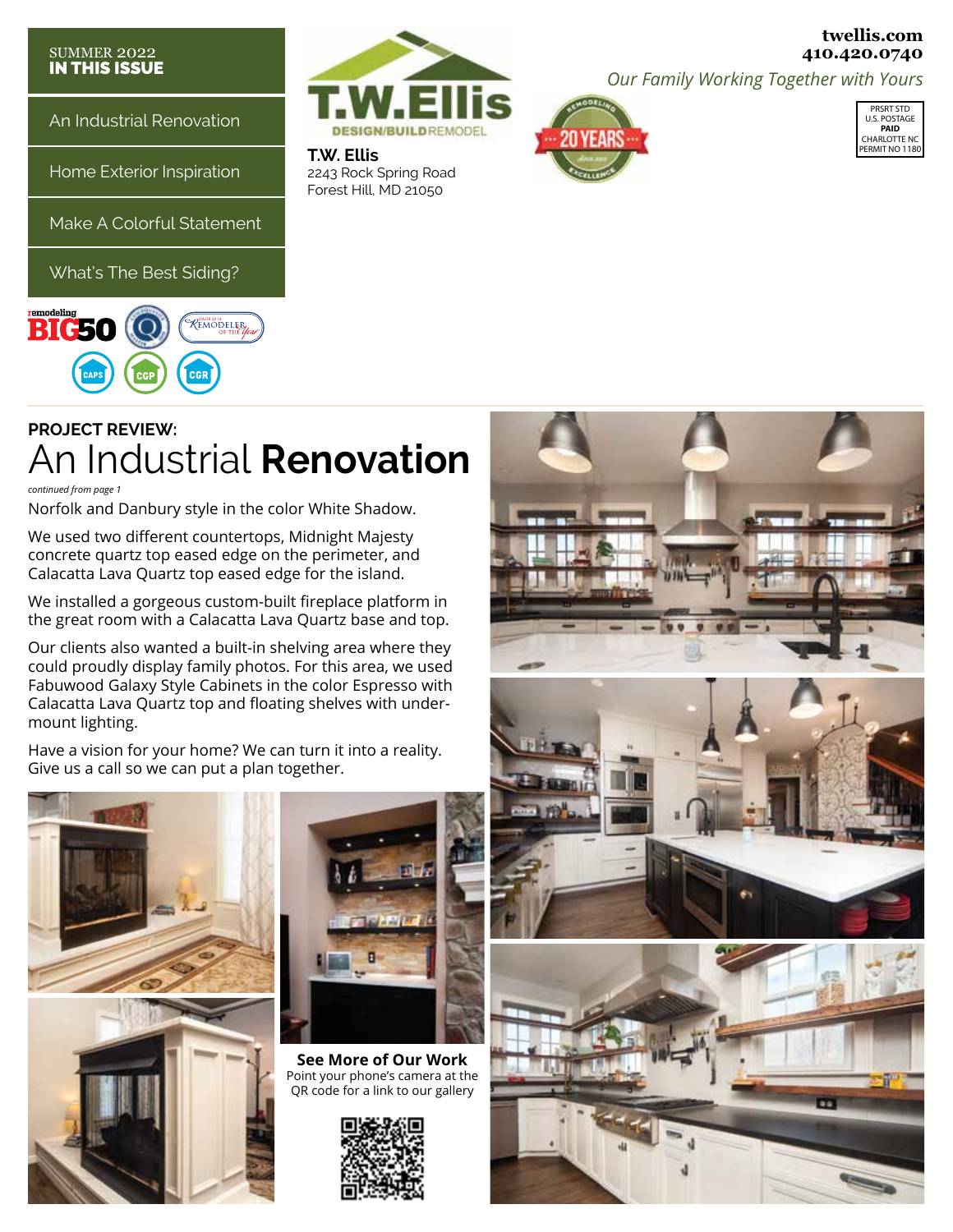SUMMER 2022
**IN THIS ISSUE**

- An Industrial Renovation
- Home Exterior Inspiration
- Make A Colorful Statement
- What's The Best Siding?

**T.W. Ellis**
2243 Rock Spring Road
Forest Hill, MD 21050

**twellis.com**
**410.420.0740**

*Our Family Working Together with Yours*

PRSRT STD
U.S. POSTAGE
**PAID**
CHARLOTTE NC
PERMIT NO 1180

**PROJECT REVIEW:**

# An Industrial **Renovation**

*continued from page 1*

Norfolk and Danbury style in the color White Shadow.

We used two different countertops, Midnight Majesty concrete quartz top eased edge on the perimeter, and Calacatta Lava Quartz top eased edge for the island.

We installed a gorgeous custom-built fireplace platform in the great room with a Calacatta Lava Quartz base and top.

Our clients also wanted a built-in shelving area where they could proudly display family photos. For this area, we used Fabuwood Galaxy Style Cabinets in the color Espresso with Calacatta Lava Quartz top and floating shelves with under-mount lighting.

Have a vision for your home? We can turn it into a reality. Give us a call so we can put a plan together.

**See More of Our Work**
Point your phone's camera at the QR code for a link to our gallery